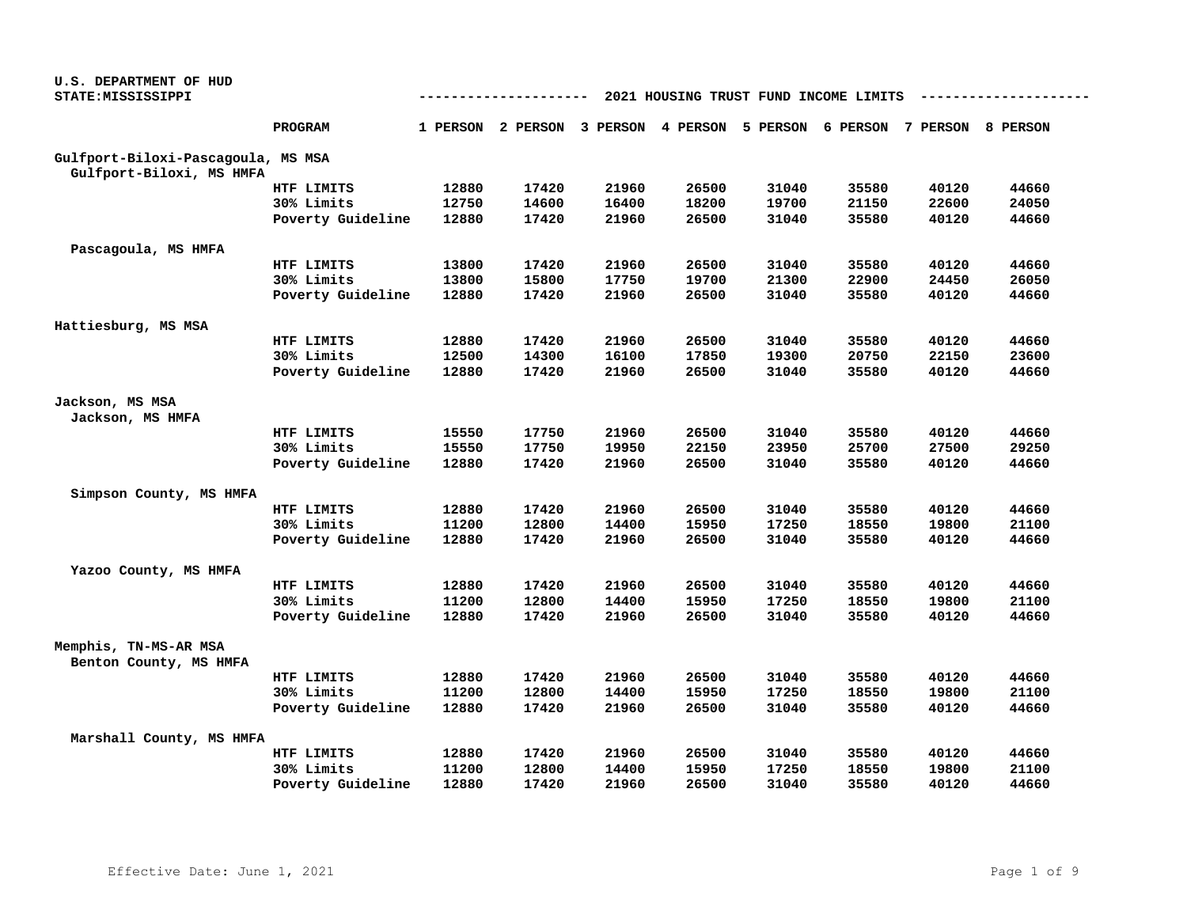U.S. DEPARTMENT OF HUD
STATE:MISSISSIPPI

# 2021 HOUSING TRUST FUND INCOME LIMITS

| | PROGRAM | 1 PERSON | 2 PERSON | 3 PERSON | 4 PERSON | 5 PERSON | 6 PERSON | 7 PERSON | 8 PERSON |
|---|---|---|---|---|---|---|---|---|---|
| Gulfport-Biloxi-Pascagoula, MS MSA | | | | | | | | | |
| Gulfport-Biloxi, MS HMFA | | | | | | | | | |
| | HTF LIMITS | 12880 | 17420 | 21960 | 26500 | 31040 | 35580 | 40120 | 44660 |
| | 30% Limits | 12750 | 14600 | 16400 | 18200 | 19700 | 21150 | 22600 | 24050 |
| | Poverty Guideline | 12880 | 17420 | 21960 | 26500 | 31040 | 35580 | 40120 | 44660 |
| Pascagoula, MS HMFA | | | | | | | | | |
| | HTF LIMITS | 13800 | 17420 | 21960 | 26500 | 31040 | 35580 | 40120 | 44660 |
| | 30% Limits | 13800 | 15800 | 17750 | 19700 | 21300 | 22900 | 24450 | 26050 |
| | Poverty Guideline | 12880 | 17420 | 21960 | 26500 | 31040 | 35580 | 40120 | 44660 |
| Hattiesburg, MS MSA | | | | | | | | | |
| | HTF LIMITS | 12880 | 17420 | 21960 | 26500 | 31040 | 35580 | 40120 | 44660 |
| | 30% Limits | 12500 | 14300 | 16100 | 17850 | 19300 | 20750 | 22150 | 23600 |
| | Poverty Guideline | 12880 | 17420 | 21960 | 26500 | 31040 | 35580 | 40120 | 44660 |
| Jackson, MS MSA | | | | | | | | | |
| Jackson, MS HMFA | | | | | | | | | |
| | HTF LIMITS | 15550 | 17750 | 21960 | 26500 | 31040 | 35580 | 40120 | 44660 |
| | 30% Limits | 15550 | 17750 | 19950 | 22150 | 23950 | 25700 | 27500 | 29250 |
| | Poverty Guideline | 12880 | 17420 | 21960 | 26500 | 31040 | 35580 | 40120 | 44660 |
| Simpson County, MS HMFA | | | | | | | | | |
| | HTF LIMITS | 12880 | 17420 | 21960 | 26500 | 31040 | 35580 | 40120 | 44660 |
| | 30% Limits | 11200 | 12800 | 14400 | 15950 | 17250 | 18550 | 19800 | 21100 |
| | Poverty Guideline | 12880 | 17420 | 21960 | 26500 | 31040 | 35580 | 40120 | 44660 |
| Yazoo County, MS HMFA | | | | | | | | | |
| | HTF LIMITS | 12880 | 17420 | 21960 | 26500 | 31040 | 35580 | 40120 | 44660 |
| | 30% Limits | 11200 | 12800 | 14400 | 15950 | 17250 | 18550 | 19800 | 21100 |
| | Poverty Guideline | 12880 | 17420 | 21960 | 26500 | 31040 | 35580 | 40120 | 44660 |
| Memphis, TN-MS-AR MSA | | | | | | | | | |
| Benton County, MS HMFA | | | | | | | | | |
| | HTF LIMITS | 12880 | 17420 | 21960 | 26500 | 31040 | 35580 | 40120 | 44660 |
| | 30% Limits | 11200 | 12800 | 14400 | 15950 | 17250 | 18550 | 19800 | 21100 |
| | Poverty Guideline | 12880 | 17420 | 21960 | 26500 | 31040 | 35580 | 40120 | 44660 |
| Marshall County, MS HMFA | | | | | | | | | |
| | HTF LIMITS | 12880 | 17420 | 21960 | 26500 | 31040 | 35580 | 40120 | 44660 |
| | 30% Limits | 11200 | 12800 | 14400 | 15950 | 17250 | 18550 | 19800 | 21100 |
| | Poverty Guideline | 12880 | 17420 | 21960 | 26500 | 31040 | 35580 | 40120 | 44660 |

Effective Date: June 1, 2021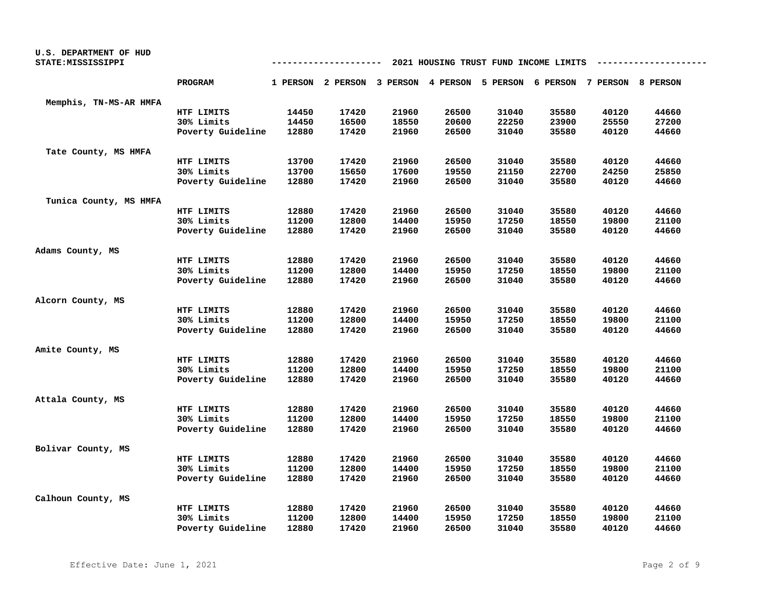U.S. DEPARTMENT OF HUD
STATE:MISSISSIPPI

## 2021 HOUSING TRUST FUND INCOME LIMITS

| | PROGRAM | 1 PERSON | 2 PERSON | 3 PERSON | 4 PERSON | 5 PERSON | 6 PERSON | 7 PERSON | 8 PERSON |
|---|---|---|---|---|---|---|---|---|---|
| Memphis, TN-MS-AR HMFA | | | | | | | | | |
| | HTF LIMITS | 14450 | 17420 | 21960 | 26500 | 31040 | 35580 | 40120 | 44660 |
| | 30% Limits | 14450 | 16500 | 18550 | 20600 | 22250 | 23900 | 25550 | 27200 |
| | Poverty Guideline | 12880 | 17420 | 21960 | 26500 | 31040 | 35580 | 40120 | 44660 |
| Tate County, MS HMFA | | | | | | | | | |
| | HTF LIMITS | 13700 | 17420 | 21960 | 26500 | 31040 | 35580 | 40120 | 44660 |
| | 30% Limits | 13700 | 15650 | 17600 | 19550 | 21150 | 22700 | 24250 | 25850 |
| | Poverty Guideline | 12880 | 17420 | 21960 | 26500 | 31040 | 35580 | 40120 | 44660 |
| Tunica County, MS HMFA | | | | | | | | | |
| | HTF LIMITS | 12880 | 17420 | 21960 | 26500 | 31040 | 35580 | 40120 | 44660 |
| | 30% Limits | 11200 | 12800 | 14400 | 15950 | 17250 | 18550 | 19800 | 21100 |
| | Poverty Guideline | 12880 | 17420 | 21960 | 26500 | 31040 | 35580 | 40120 | 44660 |
| Adams County, MS | | | | | | | | | |
| | HTF LIMITS | 12880 | 17420 | 21960 | 26500 | 31040 | 35580 | 40120 | 44660 |
| | 30% Limits | 11200 | 12800 | 14400 | 15950 | 17250 | 18550 | 19800 | 21100 |
| | Poverty Guideline | 12880 | 17420 | 21960 | 26500 | 31040 | 35580 | 40120 | 44660 |
| Alcorn County, MS | | | | | | | | | |
| | HTF LIMITS | 12880 | 17420 | 21960 | 26500 | 31040 | 35580 | 40120 | 44660 |
| | 30% Limits | 11200 | 12800 | 14400 | 15950 | 17250 | 18550 | 19800 | 21100 |
| | Poverty Guideline | 12880 | 17420 | 21960 | 26500 | 31040 | 35580 | 40120 | 44660 |
| Amite County, MS | | | | | | | | | |
| | HTF LIMITS | 12880 | 17420 | 21960 | 26500 | 31040 | 35580 | 40120 | 44660 |
| | 30% Limits | 11200 | 12800 | 14400 | 15950 | 17250 | 18550 | 19800 | 21100 |
| | Poverty Guideline | 12880 | 17420 | 21960 | 26500 | 31040 | 35580 | 40120 | 44660 |
| Attala County, MS | | | | | | | | | |
| | HTF LIMITS | 12880 | 17420 | 21960 | 26500 | 31040 | 35580 | 40120 | 44660 |
| | 30% Limits | 11200 | 12800 | 14400 | 15950 | 17250 | 18550 | 19800 | 21100 |
| | Poverty Guideline | 12880 | 17420 | 21960 | 26500 | 31040 | 35580 | 40120 | 44660 |
| Bolivar County, MS | | | | | | | | | |
| | HTF LIMITS | 12880 | 17420 | 21960 | 26500 | 31040 | 35580 | 40120 | 44660 |
| | 30% Limits | 11200 | 12800 | 14400 | 15950 | 17250 | 18550 | 19800 | 21100 |
| | Poverty Guideline | 12880 | 17420 | 21960 | 26500 | 31040 | 35580 | 40120 | 44660 |
| Calhoun County, MS | | | | | | | | | |
| | HTF LIMITS | 12880 | 17420 | 21960 | 26500 | 31040 | 35580 | 40120 | 44660 |
| | 30% Limits | 11200 | 12800 | 14400 | 15950 | 17250 | 18550 | 19800 | 21100 |
| | Poverty Guideline | 12880 | 17420 | 21960 | 26500 | 31040 | 35580 | 40120 | 44660 |

Effective Date: June 1, 2021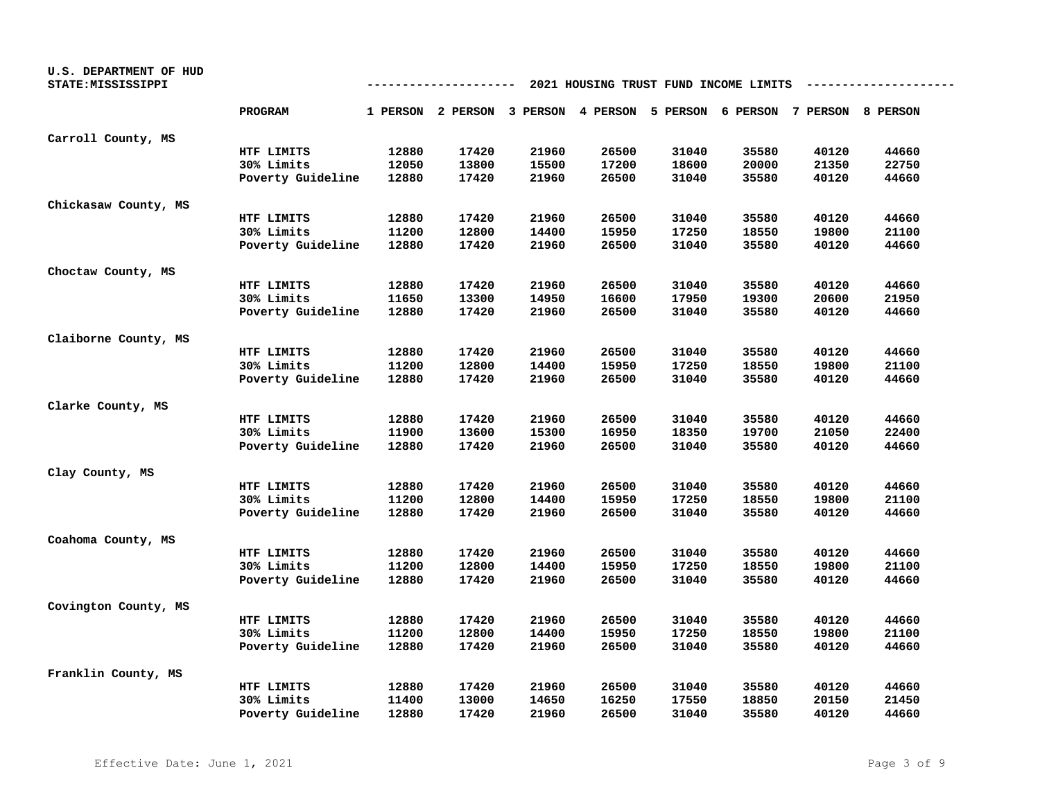U.S. DEPARTMENT OF HUD
STATE:MISSISSIPPI

## 2021 HOUSING TRUST FUND INCOME LIMITS

| | PROGRAM | 1 PERSON | 2 PERSON | 3 PERSON | 4 PERSON | 5 PERSON | 6 PERSON | 7 PERSON | 8 PERSON |
|---|---|---|---|---|---|---|---|---|---|
| Carroll County, MS | | | | | | | | | |
| | HTF LIMITS | 12880 | 17420 | 21960 | 26500 | 31040 | 35580 | 40120 | 44660 |
| | 30% Limits | 12050 | 13800 | 15500 | 17200 | 18600 | 20000 | 21350 | 22750 |
| | Poverty Guideline | 12880 | 17420 | 21960 | 26500 | 31040 | 35580 | 40120 | 44660 |
| Chickasaw County, MS | | | | | | | | | |
| | HTF LIMITS | 12880 | 17420 | 21960 | 26500 | 31040 | 35580 | 40120 | 44660 |
| | 30% Limits | 11200 | 12800 | 14400 | 15950 | 17250 | 18550 | 19800 | 21100 |
| | Poverty Guideline | 12880 | 17420 | 21960 | 26500 | 31040 | 35580 | 40120 | 44660 |
| Choctaw County, MS | | | | | | | | | |
| | HTF LIMITS | 12880 | 17420 | 21960 | 26500 | 31040 | 35580 | 40120 | 44660 |
| | 30% Limits | 11650 | 13300 | 14950 | 16600 | 17950 | 19300 | 20600 | 21950 |
| | Poverty Guideline | 12880 | 17420 | 21960 | 26500 | 31040 | 35580 | 40120 | 44660 |
| Claiborne County, MS | | | | | | | | | |
| | HTF LIMITS | 12880 | 17420 | 21960 | 26500 | 31040 | 35580 | 40120 | 44660 |
| | 30% Limits | 11200 | 12800 | 14400 | 15950 | 17250 | 18550 | 19800 | 21100 |
| | Poverty Guideline | 12880 | 17420 | 21960 | 26500 | 31040 | 35580 | 40120 | 44660 |
| Clarke County, MS | | | | | | | | | |
| | HTF LIMITS | 12880 | 17420 | 21960 | 26500 | 31040 | 35580 | 40120 | 44660 |
| | 30% Limits | 11900 | 13600 | 15300 | 16950 | 18350 | 19700 | 21050 | 22400 |
| | Poverty Guideline | 12880 | 17420 | 21960 | 26500 | 31040 | 35580 | 40120 | 44660 |
| Clay County, MS | | | | | | | | | |
| | HTF LIMITS | 12880 | 17420 | 21960 | 26500 | 31040 | 35580 | 40120 | 44660 |
| | 30% Limits | 11200 | 12800 | 14400 | 15950 | 17250 | 18550 | 19800 | 21100 |
| | Poverty Guideline | 12880 | 17420 | 21960 | 26500 | 31040 | 35580 | 40120 | 44660 |
| Coahoma County, MS | | | | | | | | | |
| | HTF LIMITS | 12880 | 17420 | 21960 | 26500 | 31040 | 35580 | 40120 | 44660 |
| | 30% Limits | 11200 | 12800 | 14400 | 15950 | 17250 | 18550 | 19800 | 21100 |
| | Poverty Guideline | 12880 | 17420 | 21960 | 26500 | 31040 | 35580 | 40120 | 44660 |
| Covington County, MS | | | | | | | | | |
| | HTF LIMITS | 12880 | 17420 | 21960 | 26500 | 31040 | 35580 | 40120 | 44660 |
| | 30% Limits | 11200 | 12800 | 14400 | 15950 | 17250 | 18550 | 19800 | 21100 |
| | Poverty Guideline | 12880 | 17420 | 21960 | 26500 | 31040 | 35580 | 40120 | 44660 |
| Franklin County, MS | | | | | | | | | |
| | HTF LIMITS | 12880 | 17420 | 21960 | 26500 | 31040 | 35580 | 40120 | 44660 |
| | 30% Limits | 11400 | 13000 | 14650 | 16250 | 17550 | 18850 | 20150 | 21450 |
| | Poverty Guideline | 12880 | 17420 | 21960 | 26500 | 31040 | 35580 | 40120 | 44660 |

Effective Date: June 1, 2021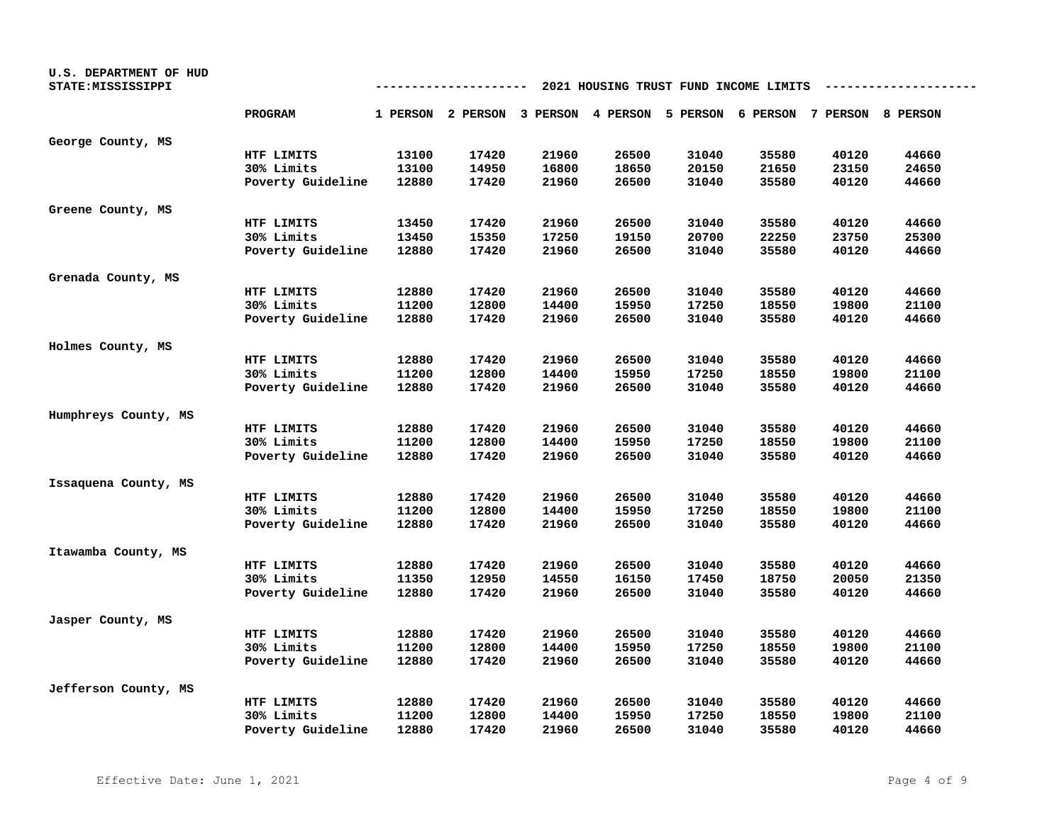U.S. DEPARTMENT OF HUD
STATE:MISSISSIPPI

## 2021 HOUSING TRUST FUND INCOME LIMITS

| | PROGRAM | 1 PERSON | 2 PERSON | 3 PERSON | 4 PERSON | 5 PERSON | 6 PERSON | 7 PERSON | 8 PERSON |
|---|---|---|---|---|---|---|---|---|---|
| George County, MS | | | | | | | | | |
| | HTF LIMITS | 13100 | 17420 | 21960 | 26500 | 31040 | 35580 | 40120 | 44660 |
| | 30% Limits | 13100 | 14950 | 16800 | 18650 | 20150 | 21650 | 23150 | 24650 |
| | Poverty Guideline | 12880 | 17420 | 21960 | 26500 | 31040 | 35580 | 40120 | 44660 |
| Greene County, MS | | | | | | | | | |
| | HTF LIMITS | 13450 | 17420 | 21960 | 26500 | 31040 | 35580 | 40120 | 44660 |
| | 30% Limits | 13450 | 15350 | 17250 | 19150 | 20700 | 22250 | 23750 | 25300 |
| | Poverty Guideline | 12880 | 17420 | 21960 | 26500 | 31040 | 35580 | 40120 | 44660 |
| Grenada County, MS | | | | | | | | | |
| | HTF LIMITS | 12880 | 17420 | 21960 | 26500 | 31040 | 35580 | 40120 | 44660 |
| | 30% Limits | 11200 | 12800 | 14400 | 15950 | 17250 | 18550 | 19800 | 21100 |
| | Poverty Guideline | 12880 | 17420 | 21960 | 26500 | 31040 | 35580 | 40120 | 44660 |
| Holmes County, MS | | | | | | | | | |
| | HTF LIMITS | 12880 | 17420 | 21960 | 26500 | 31040 | 35580 | 40120 | 44660 |
| | 30% Limits | 11200 | 12800 | 14400 | 15950 | 17250 | 18550 | 19800 | 21100 |
| | Poverty Guideline | 12880 | 17420 | 21960 | 26500 | 31040 | 35580 | 40120 | 44660 |
| Humphreys County, MS | | | | | | | | | |
| | HTF LIMITS | 12880 | 17420 | 21960 | 26500 | 31040 | 35580 | 40120 | 44660 |
| | 30% Limits | 11200 | 12800 | 14400 | 15950 | 17250 | 18550 | 19800 | 21100 |
| | Poverty Guideline | 12880 | 17420 | 21960 | 26500 | 31040 | 35580 | 40120 | 44660 |
| Issaquena County, MS | | | | | | | | | |
| | HTF LIMITS | 12880 | 17420 | 21960 | 26500 | 31040 | 35580 | 40120 | 44660 |
| | 30% Limits | 11200 | 12800 | 14400 | 15950 | 17250 | 18550 | 19800 | 21100 |
| | Poverty Guideline | 12880 | 17420 | 21960 | 26500 | 31040 | 35580 | 40120 | 44660 |
| Itawamba County, MS | | | | | | | | | |
| | HTF LIMITS | 12880 | 17420 | 21960 | 26500 | 31040 | 35580 | 40120 | 44660 |
| | 30% Limits | 11350 | 12950 | 14550 | 16150 | 17450 | 18750 | 20050 | 21350 |
| | Poverty Guideline | 12880 | 17420 | 21960 | 26500 | 31040 | 35580 | 40120 | 44660 |
| Jasper County, MS | | | | | | | | | |
| | HTF LIMITS | 12880 | 17420 | 21960 | 26500 | 31040 | 35580 | 40120 | 44660 |
| | 30% Limits | 11200 | 12800 | 14400 | 15950 | 17250 | 18550 | 19800 | 21100 |
| | Poverty Guideline | 12880 | 17420 | 21960 | 26500 | 31040 | 35580 | 40120 | 44660 |
| Jefferson County, MS | | | | | | | | | |
| | HTF LIMITS | 12880 | 17420 | 21960 | 26500 | 31040 | 35580 | 40120 | 44660 |
| | 30% Limits | 11200 | 12800 | 14400 | 15950 | 17250 | 18550 | 19800 | 21100 |
| | Poverty Guideline | 12880 | 17420 | 21960 | 26500 | 31040 | 35580 | 40120 | 44660 |

Effective Date: June 1, 2021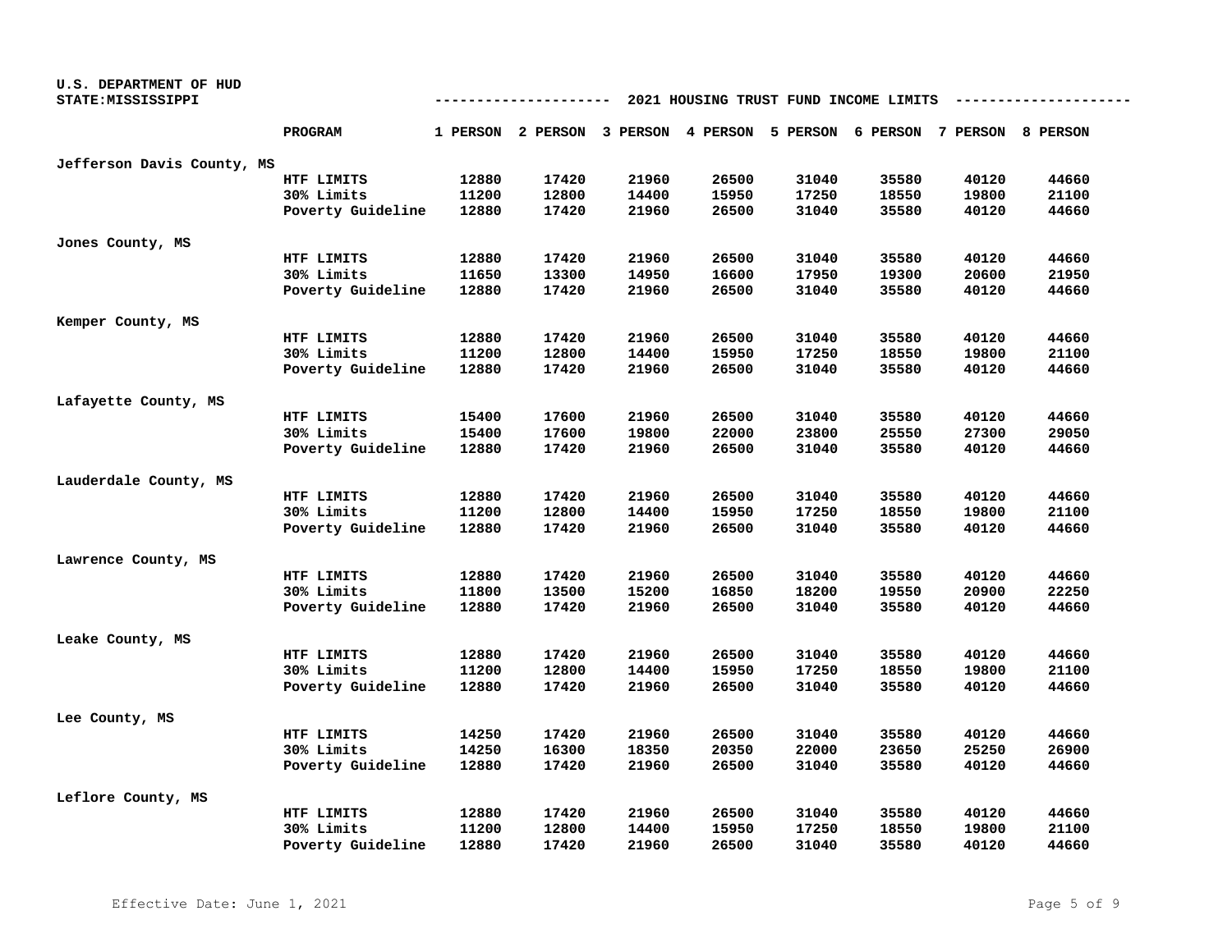U.S. DEPARTMENT OF HUD
STATE:MISSISSIPPI

## 2021 HOUSING TRUST FUND INCOME LIMITS

| | PROGRAM | 1 PERSON | 2 PERSON | 3 PERSON | 4 PERSON | 5 PERSON | 6 PERSON | 7 PERSON | 8 PERSON |
|---|---|---|---|---|---|---|---|---|---|
| Jefferson Davis County, MS | | | | | | | | | |
| | HTF LIMITS | 12880 | 17420 | 21960 | 26500 | 31040 | 35580 | 40120 | 44660 |
| | 30% Limits | 11200 | 12800 | 14400 | 15950 | 17250 | 18550 | 19800 | 21100 |
| | Poverty Guideline | 12880 | 17420 | 21960 | 26500 | 31040 | 35580 | 40120 | 44660 |
| Jones County, MS | | | | | | | | | |
| | HTF LIMITS | 12880 | 17420 | 21960 | 26500 | 31040 | 35580 | 40120 | 44660 |
| | 30% Limits | 11650 | 13300 | 14950 | 16600 | 17950 | 19300 | 20600 | 21950 |
| | Poverty Guideline | 12880 | 17420 | 21960 | 26500 | 31040 | 35580 | 40120 | 44660 |
| Kemper County, MS | | | | | | | | | |
| | HTF LIMITS | 12880 | 17420 | 21960 | 26500 | 31040 | 35580 | 40120 | 44660 |
| | 30% Limits | 11200 | 12800 | 14400 | 15950 | 17250 | 18550 | 19800 | 21100 |
| | Poverty Guideline | 12880 | 17420 | 21960 | 26500 | 31040 | 35580 | 40120 | 44660 |
| Lafayette County, MS | | | | | | | | | |
| | HTF LIMITS | 15400 | 17600 | 21960 | 26500 | 31040 | 35580 | 40120 | 44660 |
| | 30% Limits | 15400 | 17600 | 19800 | 22000 | 23800 | 25550 | 27300 | 29050 |
| | Poverty Guideline | 12880 | 17420 | 21960 | 26500 | 31040 | 35580 | 40120 | 44660 |
| Lauderdale County, MS | | | | | | | | | |
| | HTF LIMITS | 12880 | 17420 | 21960 | 26500 | 31040 | 35580 | 40120 | 44660 |
| | 30% Limits | 11200 | 12800 | 14400 | 15950 | 17250 | 18550 | 19800 | 21100 |
| | Poverty Guideline | 12880 | 17420 | 21960 | 26500 | 31040 | 35580 | 40120 | 44660 |
| Lawrence County, MS | | | | | | | | | |
| | HTF LIMITS | 12880 | 17420 | 21960 | 26500 | 31040 | 35580 | 40120 | 44660 |
| | 30% Limits | 11800 | 13500 | 15200 | 16850 | 18200 | 19550 | 20900 | 22250 |
| | Poverty Guideline | 12880 | 17420 | 21960 | 26500 | 31040 | 35580 | 40120 | 44660 |
| Leake County, MS | | | | | | | | | |
| | HTF LIMITS | 12880 | 17420 | 21960 | 26500 | 31040 | 35580 | 40120 | 44660 |
| | 30% Limits | 11200 | 12800 | 14400 | 15950 | 17250 | 18550 | 19800 | 21100 |
| | Poverty Guideline | 12880 | 17420 | 21960 | 26500 | 31040 | 35580 | 40120 | 44660 |
| Lee County, MS | | | | | | | | | |
| | HTF LIMITS | 14250 | 17420 | 21960 | 26500 | 31040 | 35580 | 40120 | 44660 |
| | 30% Limits | 14250 | 16300 | 18350 | 20350 | 22000 | 23650 | 25250 | 26900 |
| | Poverty Guideline | 12880 | 17420 | 21960 | 26500 | 31040 | 35580 | 40120 | 44660 |
| Leflore County, MS | | | | | | | | | |
| | HTF LIMITS | 12880 | 17420 | 21960 | 26500 | 31040 | 35580 | 40120 | 44660 |
| | 30% Limits | 11200 | 12800 | 14400 | 15950 | 17250 | 18550 | 19800 | 21100 |
| | Poverty Guideline | 12880 | 17420 | 21960 | 26500 | 31040 | 35580 | 40120 | 44660 |

Effective Date: June 1, 2021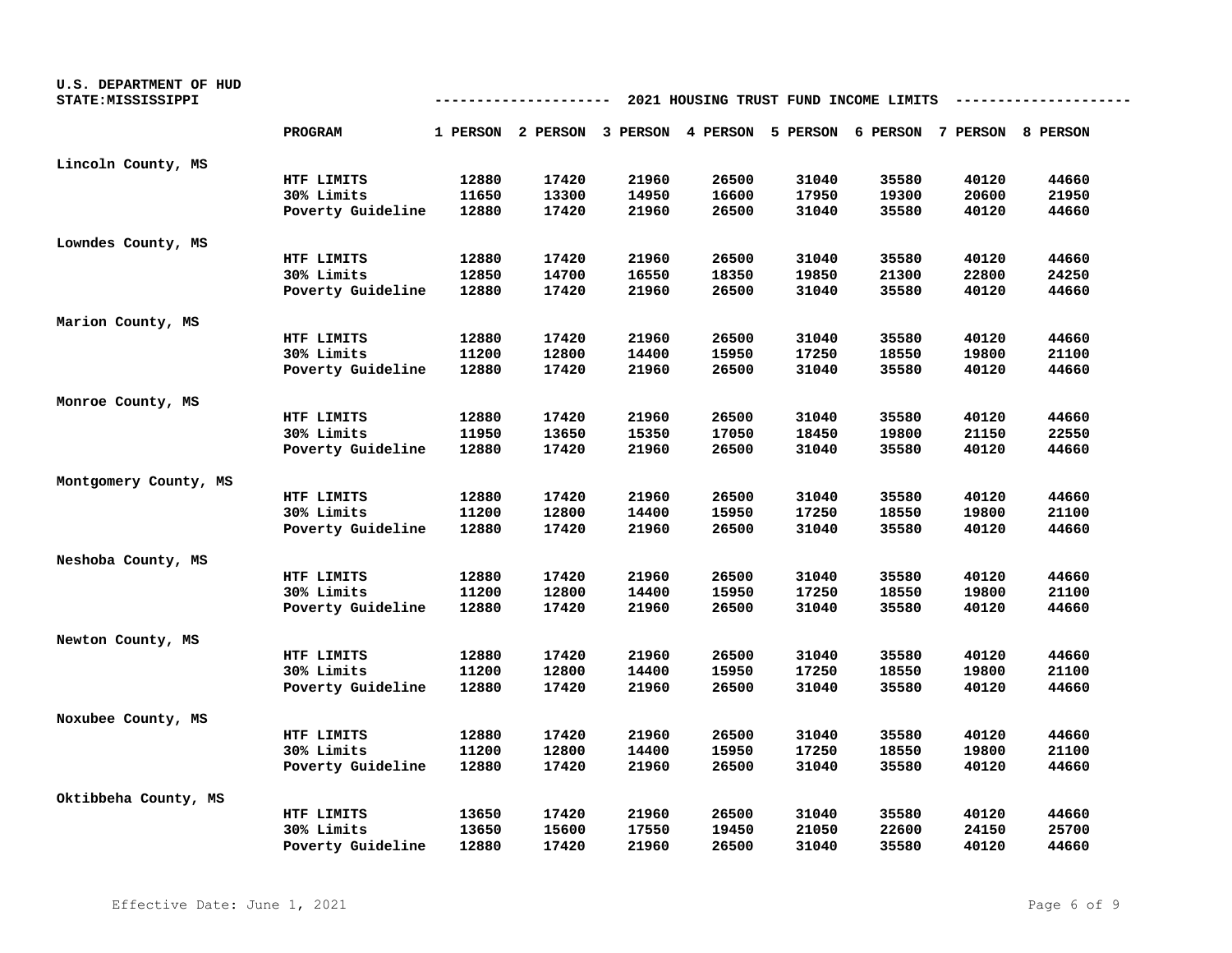U.S. DEPARTMENT OF HUD
STATE:MISSISSIPPI

# 2021 HOUSING TRUST FUND INCOME LIMITS

| | PROGRAM | 1 PERSON | 2 PERSON | 3 PERSON | 4 PERSON | 5 PERSON | 6 PERSON | 7 PERSON | 8 PERSON |
|---|---|---|---|---|---|---|---|---|---|
| Lincoln County, MS | | | | | | | | | |
| | HTF LIMITS | 12880 | 17420 | 21960 | 26500 | 31040 | 35580 | 40120 | 44660 |
| | 30% Limits | 11650 | 13300 | 14950 | 16600 | 17950 | 19300 | 20600 | 21950 |
| | Poverty Guideline | 12880 | 17420 | 21960 | 26500 | 31040 | 35580 | 40120 | 44660 |
| Lowndes County, MS | | | | | | | | | |
| | HTF LIMITS | 12880 | 17420 | 21960 | 26500 | 31040 | 35580 | 40120 | 44660 |
| | 30% Limits | 12850 | 14700 | 16550 | 18350 | 19850 | 21300 | 22800 | 24250 |
| | Poverty Guideline | 12880 | 17420 | 21960 | 26500 | 31040 | 35580 | 40120 | 44660 |
| Marion County, MS | | | | | | | | | |
| | HTF LIMITS | 12880 | 17420 | 21960 | 26500 | 31040 | 35580 | 40120 | 44660 |
| | 30% Limits | 11200 | 12800 | 14400 | 15950 | 17250 | 18550 | 19800 | 21100 |
| | Poverty Guideline | 12880 | 17420 | 21960 | 26500 | 31040 | 35580 | 40120 | 44660 |
| Monroe County, MS | | | | | | | | | |
| | HTF LIMITS | 12880 | 17420 | 21960 | 26500 | 31040 | 35580 | 40120 | 44660 |
| | 30% Limits | 11950 | 13650 | 15350 | 17050 | 18450 | 19800 | 21150 | 22550 |
| | Poverty Guideline | 12880 | 17420 | 21960 | 26500 | 31040 | 35580 | 40120 | 44660 |
| Montgomery County, MS | | | | | | | | | |
| | HTF LIMITS | 12880 | 17420 | 21960 | 26500 | 31040 | 35580 | 40120 | 44660 |
| | 30% Limits | 11200 | 12800 | 14400 | 15950 | 17250 | 18550 | 19800 | 21100 |
| | Poverty Guideline | 12880 | 17420 | 21960 | 26500 | 31040 | 35580 | 40120 | 44660 |
| Neshoba County, MS | | | | | | | | | |
| | HTF LIMITS | 12880 | 17420 | 21960 | 26500 | 31040 | 35580 | 40120 | 44660 |
| | 30% Limits | 11200 | 12800 | 14400 | 15950 | 17250 | 18550 | 19800 | 21100 |
| | Poverty Guideline | 12880 | 17420 | 21960 | 26500 | 31040 | 35580 | 40120 | 44660 |
| Newton County, MS | | | | | | | | | |
| | HTF LIMITS | 12880 | 17420 | 21960 | 26500 | 31040 | 35580 | 40120 | 44660 |
| | 30% Limits | 11200 | 12800 | 14400 | 15950 | 17250 | 18550 | 19800 | 21100 |
| | Poverty Guideline | 12880 | 17420 | 21960 | 26500 | 31040 | 35580 | 40120 | 44660 |
| Noxubee County, MS | | | | | | | | | |
| | HTF LIMITS | 12880 | 17420 | 21960 | 26500 | 31040 | 35580 | 40120 | 44660 |
| | 30% Limits | 11200 | 12800 | 14400 | 15950 | 17250 | 18550 | 19800 | 21100 |
| | Poverty Guideline | 12880 | 17420 | 21960 | 26500 | 31040 | 35580 | 40120 | 44660 |
| Oktibbeha County, MS | | | | | | | | | |
| | HTF LIMITS | 13650 | 17420 | 21960 | 26500 | 31040 | 35580 | 40120 | 44660 |
| | 30% Limits | 13650 | 15600 | 17550 | 19450 | 21050 | 22600 | 24150 | 25700 |
| | Poverty Guideline | 12880 | 17420 | 21960 | 26500 | 31040 | 35580 | 40120 | 44660 |

Effective Date: June 1, 2021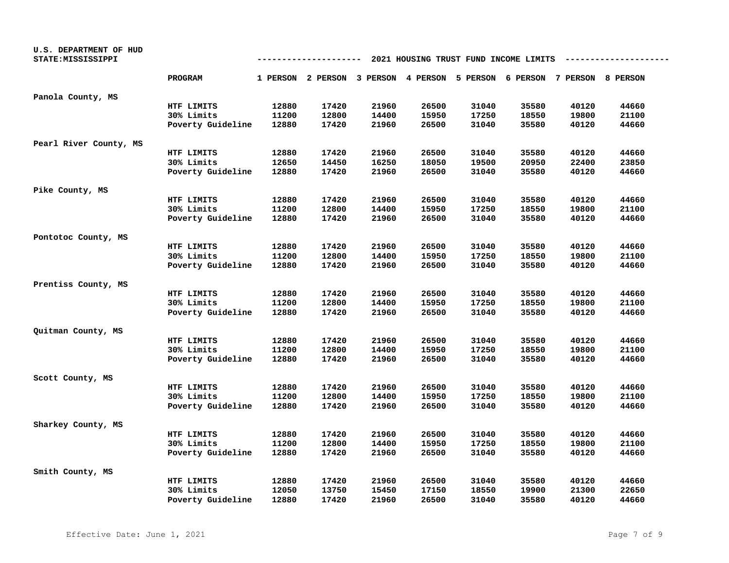U.S. DEPARTMENT OF HUD
STATE:MISSISSIPPI

## 2021 HOUSING TRUST FUND INCOME LIMITS

| | PROGRAM | 1 PERSON | 2 PERSON | 3 PERSON | 4 PERSON | 5 PERSON | 6 PERSON | 7 PERSON | 8 PERSON |
|---|---|---|---|---|---|---|---|---|---|
| Panola County, MS | | | | | | | | | |
| | HTF LIMITS | 12880 | 17420 | 21960 | 26500 | 31040 | 35580 | 40120 | 44660 |
| | 30% Limits | 11200 | 12800 | 14400 | 15950 | 17250 | 18550 | 19800 | 21100 |
| | Poverty Guideline | 12880 | 17420 | 21960 | 26500 | 31040 | 35580 | 40120 | 44660 |
| Pearl River County, MS | | | | | | | | | |
| | HTF LIMITS | 12880 | 17420 | 21960 | 26500 | 31040 | 35580 | 40120 | 44660 |
| | 30% Limits | 12650 | 14450 | 16250 | 18050 | 19500 | 20950 | 22400 | 23850 |
| | Poverty Guideline | 12880 | 17420 | 21960 | 26500 | 31040 | 35580 | 40120 | 44660 |
| Pike County, MS | | | | | | | | | |
| | HTF LIMITS | 12880 | 17420 | 21960 | 26500 | 31040 | 35580 | 40120 | 44660 |
| | 30% Limits | 11200 | 12800 | 14400 | 15950 | 17250 | 18550 | 19800 | 21100 |
| | Poverty Guideline | 12880 | 17420 | 21960 | 26500 | 31040 | 35580 | 40120 | 44660 |
| Pontotoc County, MS | | | | | | | | | |
| | HTF LIMITS | 12880 | 17420 | 21960 | 26500 | 31040 | 35580 | 40120 | 44660 |
| | 30% Limits | 11200 | 12800 | 14400 | 15950 | 17250 | 18550 | 19800 | 21100 |
| | Poverty Guideline | 12880 | 17420 | 21960 | 26500 | 31040 | 35580 | 40120 | 44660 |
| Prentiss County, MS | | | | | | | | | |
| | HTF LIMITS | 12880 | 17420 | 21960 | 26500 | 31040 | 35580 | 40120 | 44660 |
| | 30% Limits | 11200 | 12800 | 14400 | 15950 | 17250 | 18550 | 19800 | 21100 |
| | Poverty Guideline | 12880 | 17420 | 21960 | 26500 | 31040 | 35580 | 40120 | 44660 |
| Quitman County, MS | | | | | | | | | |
| | HTF LIMITS | 12880 | 17420 | 21960 | 26500 | 31040 | 35580 | 40120 | 44660 |
| | 30% Limits | 11200 | 12800 | 14400 | 15950 | 17250 | 18550 | 19800 | 21100 |
| | Poverty Guideline | 12880 | 17420 | 21960 | 26500 | 31040 | 35580 | 40120 | 44660 |
| Scott County, MS | | | | | | | | | |
| | HTF LIMITS | 12880 | 17420 | 21960 | 26500 | 31040 | 35580 | 40120 | 44660 |
| | 30% Limits | 11200 | 12800 | 14400 | 15950 | 17250 | 18550 | 19800 | 21100 |
| | Poverty Guideline | 12880 | 17420 | 21960 | 26500 | 31040 | 35580 | 40120 | 44660 |
| Sharkey County, MS | | | | | | | | | |
| | HTF LIMITS | 12880 | 17420 | 21960 | 26500 | 31040 | 35580 | 40120 | 44660 |
| | 30% Limits | 11200 | 12800 | 14400 | 15950 | 17250 | 18550 | 19800 | 21100 |
| | Poverty Guideline | 12880 | 17420 | 21960 | 26500 | 31040 | 35580 | 40120 | 44660 |
| Smith County, MS | | | | | | | | | |
| | HTF LIMITS | 12880 | 17420 | 21960 | 26500 | 31040 | 35580 | 40120 | 44660 |
| | 30% Limits | 12050 | 13750 | 15450 | 17150 | 18550 | 19900 | 21300 | 22650 |
| | Poverty Guideline | 12880 | 17420 | 21960 | 26500 | 31040 | 35580 | 40120 | 44660 |

Effective Date: June 1, 2021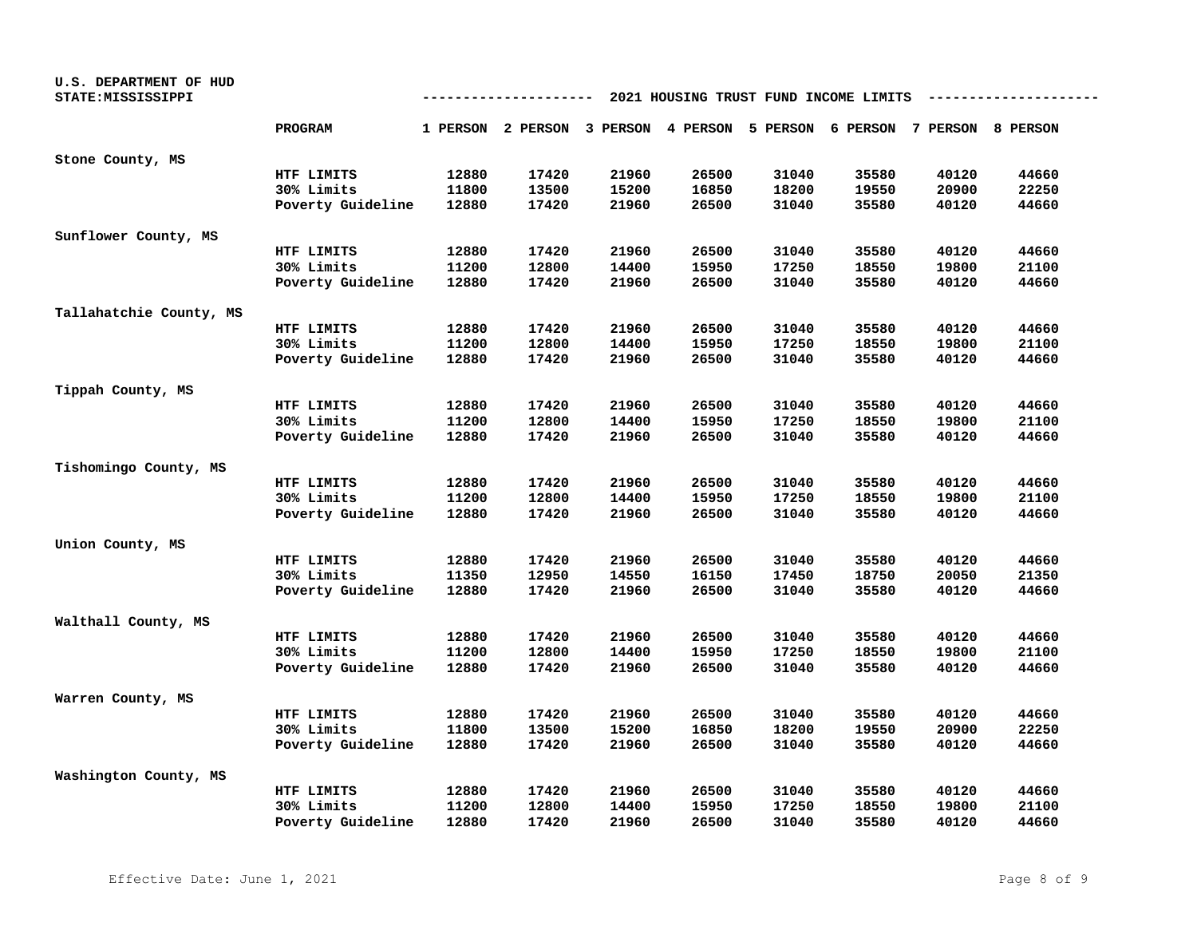U.S. DEPARTMENT OF HUD
STATE:MISSISSIPPI

# 2021 HOUSING TRUST FUND INCOME LIMITS

| | PROGRAM | 1 PERSON | 2 PERSON | 3 PERSON | 4 PERSON | 5 PERSON | 6 PERSON | 7 PERSON | 8 PERSON |
|---|---|---|---|---|---|---|---|---|---|
| Stone County, MS | | | | | | | | | |
| | HTF LIMITS | 12880 | 17420 | 21960 | 26500 | 31040 | 35580 | 40120 | 44660 |
| | 30% Limits | 11800 | 13500 | 15200 | 16850 | 18200 | 19550 | 20900 | 22250 |
| | Poverty Guideline | 12880 | 17420 | 21960 | 26500 | 31040 | 35580 | 40120 | 44660 |
| Sunflower County, MS | | | | | | | | | |
| | HTF LIMITS | 12880 | 17420 | 21960 | 26500 | 31040 | 35580 | 40120 | 44660 |
| | 30% Limits | 11200 | 12800 | 14400 | 15950 | 17250 | 18550 | 19800 | 21100 |
| | Poverty Guideline | 12880 | 17420 | 21960 | 26500 | 31040 | 35580 | 40120 | 44660 |
| Tallahatchie County, MS | | | | | | | | | |
| | HTF LIMITS | 12880 | 17420 | 21960 | 26500 | 31040 | 35580 | 40120 | 44660 |
| | 30% Limits | 11200 | 12800 | 14400 | 15950 | 17250 | 18550 | 19800 | 21100 |
| | Poverty Guideline | 12880 | 17420 | 21960 | 26500 | 31040 | 35580 | 40120 | 44660 |
| Tippah County, MS | | | | | | | | | |
| | HTF LIMITS | 12880 | 17420 | 21960 | 26500 | 31040 | 35580 | 40120 | 44660 |
| | 30% Limits | 11200 | 12800 | 14400 | 15950 | 17250 | 18550 | 19800 | 21100 |
| | Poverty Guideline | 12880 | 17420 | 21960 | 26500 | 31040 | 35580 | 40120 | 44660 |
| Tishomingo County, MS | | | | | | | | | |
| | HTF LIMITS | 12880 | 17420 | 21960 | 26500 | 31040 | 35580 | 40120 | 44660 |
| | 30% Limits | 11200 | 12800 | 14400 | 15950 | 17250 | 18550 | 19800 | 21100 |
| | Poverty Guideline | 12880 | 17420 | 21960 | 26500 | 31040 | 35580 | 40120 | 44660 |
| Union County, MS | | | | | | | | | |
| | HTF LIMITS | 12880 | 17420 | 21960 | 26500 | 31040 | 35580 | 40120 | 44660 |
| | 30% Limits | 11350 | 12950 | 14550 | 16150 | 17450 | 18750 | 20050 | 21350 |
| | Poverty Guideline | 12880 | 17420 | 21960 | 26500 | 31040 | 35580 | 40120 | 44660 |
| Walthall County, MS | | | | | | | | | |
| | HTF LIMITS | 12880 | 17420 | 21960 | 26500 | 31040 | 35580 | 40120 | 44660 |
| | 30% Limits | 11200 | 12800 | 14400 | 15950 | 17250 | 18550 | 19800 | 21100 |
| | Poverty Guideline | 12880 | 17420 | 21960 | 26500 | 31040 | 35580 | 40120 | 44660 |
| Warren County, MS | | | | | | | | | |
| | HTF LIMITS | 12880 | 17420 | 21960 | 26500 | 31040 | 35580 | 40120 | 44660 |
| | 30% Limits | 11800 | 13500 | 15200 | 16850 | 18200 | 19550 | 20900 | 22250 |
| | Poverty Guideline | 12880 | 17420 | 21960 | 26500 | 31040 | 35580 | 40120 | 44660 |
| Washington County, MS | | | | | | | | | |
| | HTF LIMITS | 12880 | 17420 | 21960 | 26500 | 31040 | 35580 | 40120 | 44660 |
| | 30% Limits | 11200 | 12800 | 14400 | 15950 | 17250 | 18550 | 19800 | 21100 |
| | Poverty Guideline | 12880 | 17420 | 21960 | 26500 | 31040 | 35580 | 40120 | 44660 |

Effective Date: June 1, 2021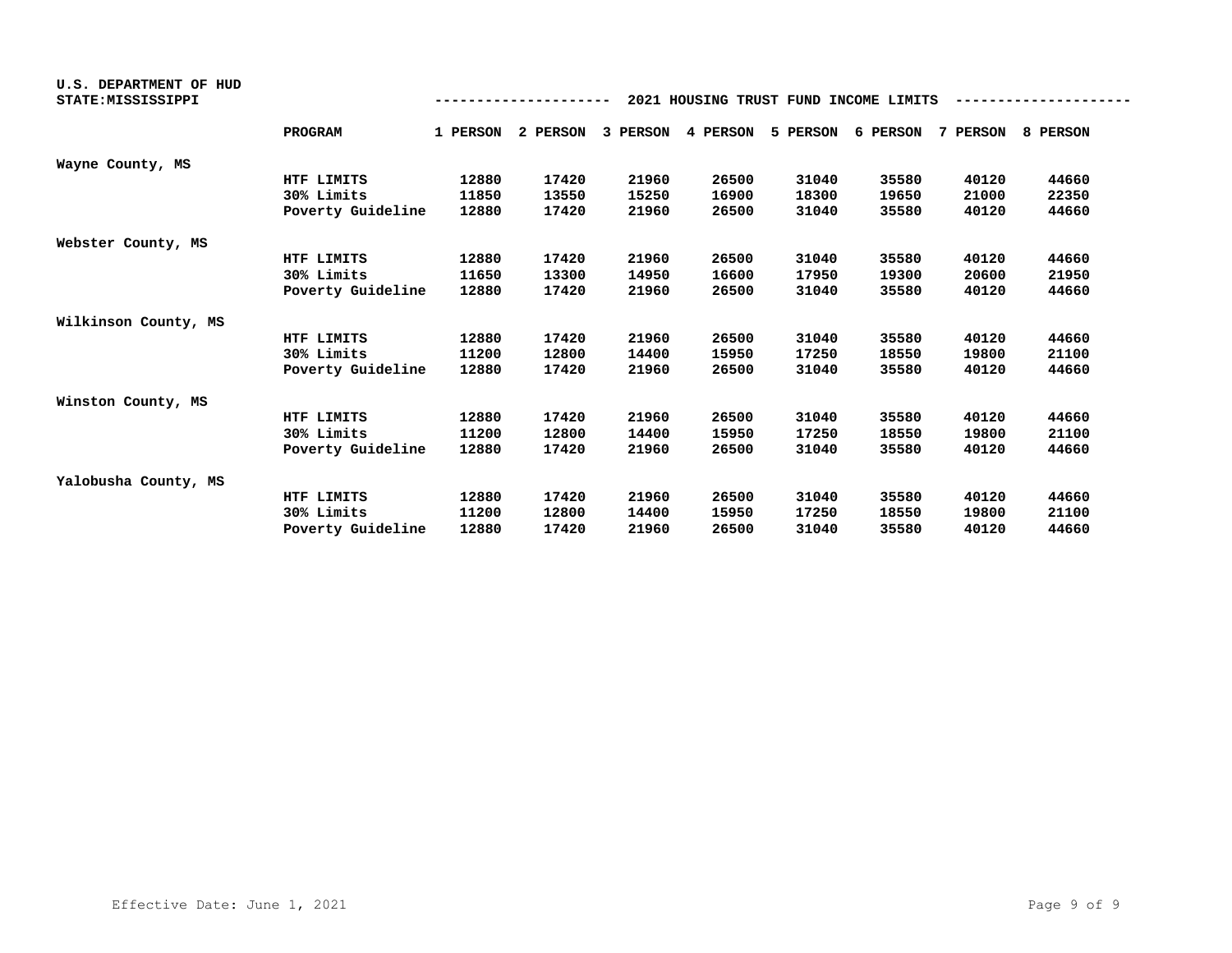U.S. DEPARTMENT OF HUD
STATE:MISSISSIPPI

## 2021 HOUSING TRUST FUND INCOME LIMITS

| | PROGRAM | 1 PERSON | 2 PERSON | 3 PERSON | 4 PERSON | 5 PERSON | 6 PERSON | 7 PERSON | 8 PERSON |
|---|---|---|---|---|---|---|---|---|---|
| Wayne County, MS | | | | | | | | | |
| | HTF LIMITS | 12880 | 17420 | 21960 | 26500 | 31040 | 35580 | 40120 | 44660 |
| | 30% Limits | 11850 | 13550 | 15250 | 16900 | 18300 | 19650 | 21000 | 22350 |
| | Poverty Guideline | 12880 | 17420 | 21960 | 26500 | 31040 | 35580 | 40120 | 44660 |
| Webster County, MS | | | | | | | | | |
| | HTF LIMITS | 12880 | 17420 | 21960 | 26500 | 31040 | 35580 | 40120 | 44660 |
| | 30% Limits | 11650 | 13300 | 14950 | 16600 | 17950 | 19300 | 20600 | 21950 |
| | Poverty Guideline | 12880 | 17420 | 21960 | 26500 | 31040 | 35580 | 40120 | 44660 |
| Wilkinson County, MS | | | | | | | | | |
| | HTF LIMITS | 12880 | 17420 | 21960 | 26500 | 31040 | 35580 | 40120 | 44660 |
| | 30% Limits | 11200 | 12800 | 14400 | 15950 | 17250 | 18550 | 19800 | 21100 |
| | Poverty Guideline | 12880 | 17420 | 21960 | 26500 | 31040 | 35580 | 40120 | 44660 |
| Winston County, MS | | | | | | | | | |
| | HTF LIMITS | 12880 | 17420 | 21960 | 26500 | 31040 | 35580 | 40120 | 44660 |
| | 30% Limits | 11200 | 12800 | 14400 | 15950 | 17250 | 18550 | 19800 | 21100 |
| | Poverty Guideline | 12880 | 17420 | 21960 | 26500 | 31040 | 35580 | 40120 | 44660 |
| Yalobusha County, MS | | | | | | | | | |
| | HTF LIMITS | 12880 | 17420 | 21960 | 26500 | 31040 | 35580 | 40120 | 44660 |
| | 30% Limits | 11200 | 12800 | 14400 | 15950 | 17250 | 18550 | 19800 | 21100 |
| | Poverty Guideline | 12880 | 17420 | 21960 | 26500 | 31040 | 35580 | 40120 | 44660 |

Effective Date: June 1, 2021